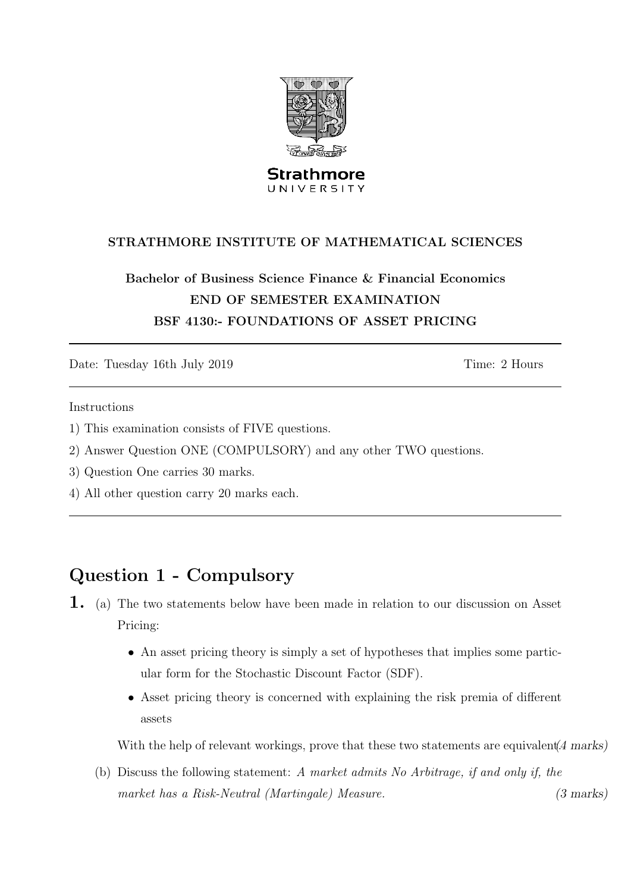Strathmore
UNIVERSITY

**STRATHMORE INSTITUTE OF MATHEMATICAL SCIENCES**

**Bachelor of Business Science Finance & Financial Economics**

**END OF SEMESTER EXAMINATION**

**BSF 4130:- FOUNDATIONS OF ASSET PRICING**

---

Date: Tuesday 16th July 2019 Time: 2 Hours

---

Instructions

1) This examination consists of FIVE questions.
2) Answer Question ONE (COMPULSORY) and any other TWO questions.
3) Question One carries 30 marks.
4) All other question carry 20 marks each.

---

## Question 1 - Compulsory

**1.** (a) The two statements below have been made in relation to our discussion on Asset Pricing:

- An asset pricing theory is simply a set of hypotheses that implies some particular form for the Stochastic Discount Factor (SDF).
- Asset pricing theory is concerned with explaining the risk premia of different assets

With the help of relevant workings, prove that these two statements are equivalent *(4 marks)*

(b) Discuss the following statement: *A market admits No Arbitrage, if and only if, the market has a Risk-Neutral (Martingale) Measure.* *(3 marks)*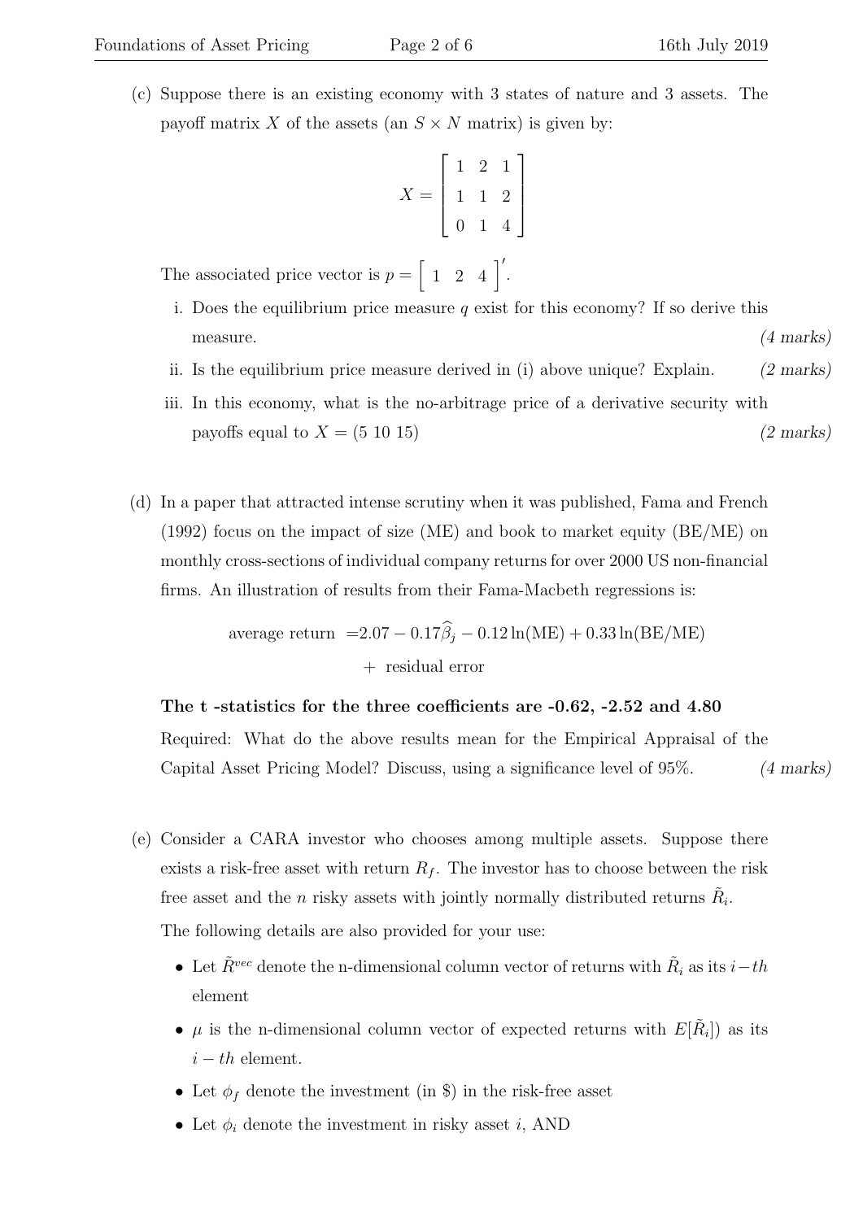(c) Suppose there is an existing economy with 3 states of nature and 3 assets. The payoff matrix $X$ of the assets (an $S \times N$ matrix) is given by:

$$X = \begin{bmatrix} 1 & 2 & 1 \\ 1 & 1 & 2 \\ 0 & 1 & 4 \end{bmatrix}$$

The associated price vector is $p = \begin{bmatrix} 1 & 2 & 4 \end{bmatrix}'$.

i. Does the equilibrium price measure $q$ exist for this economy? If so derive this measure. *(4 marks)*

ii. Is the equilibrium price measure derived in (i) above unique? Explain. *(2 marks)*

iii. In this economy, what is the no-arbitrage price of a derivative security with payoffs equal to $X = (5\ 10\ 15)$ *(2 marks)*

(d) In a paper that attracted intense scrutiny when it was published, Fama and French (1992) focus on the impact of size (ME) and book to market equity (BE/ME) on monthly cross-sections of individual company returns for over 2000 US non-financial firms. An illustration of results from their Fama-Macbeth regressions is:

$$\begin{aligned} \text{average return } =& 2.07 - 0.17\widehat{\beta}_j - 0.12\ln(\text{ME}) + 0.33\ln(\text{BE/ME}) \\ &+ \text{ residual error} \end{aligned}$$

**The t -statistics for the three coefficients are -0.62, -2.52 and 4.80**

Required: What do the above results mean for the Empirical Appraisal of the Capital Asset Pricing Model? Discuss, using a significance level of 95%. *(4 marks)*

(e) Consider a CARA investor who chooses among multiple assets. Suppose there exists a risk-free asset with return $R_f$. The investor has to choose between the risk free asset and the $n$ risky assets with jointly normally distributed returns $\tilde{R}_i$.

The following details are also provided for your use:

- Let $\tilde{R}^{vec}$ denote the n-dimensional column vector of returns with $\tilde{R}_i$ as its $i-th$ element
- $\mu$ is the n-dimensional column vector of expected returns with $E[\tilde{R}_i])$ as its $i-th$ element.
- Let $\phi_f$ denote the investment (in \$) in the risk-free asset
- Let $\phi_i$ denote the investment in risky asset $i$, AND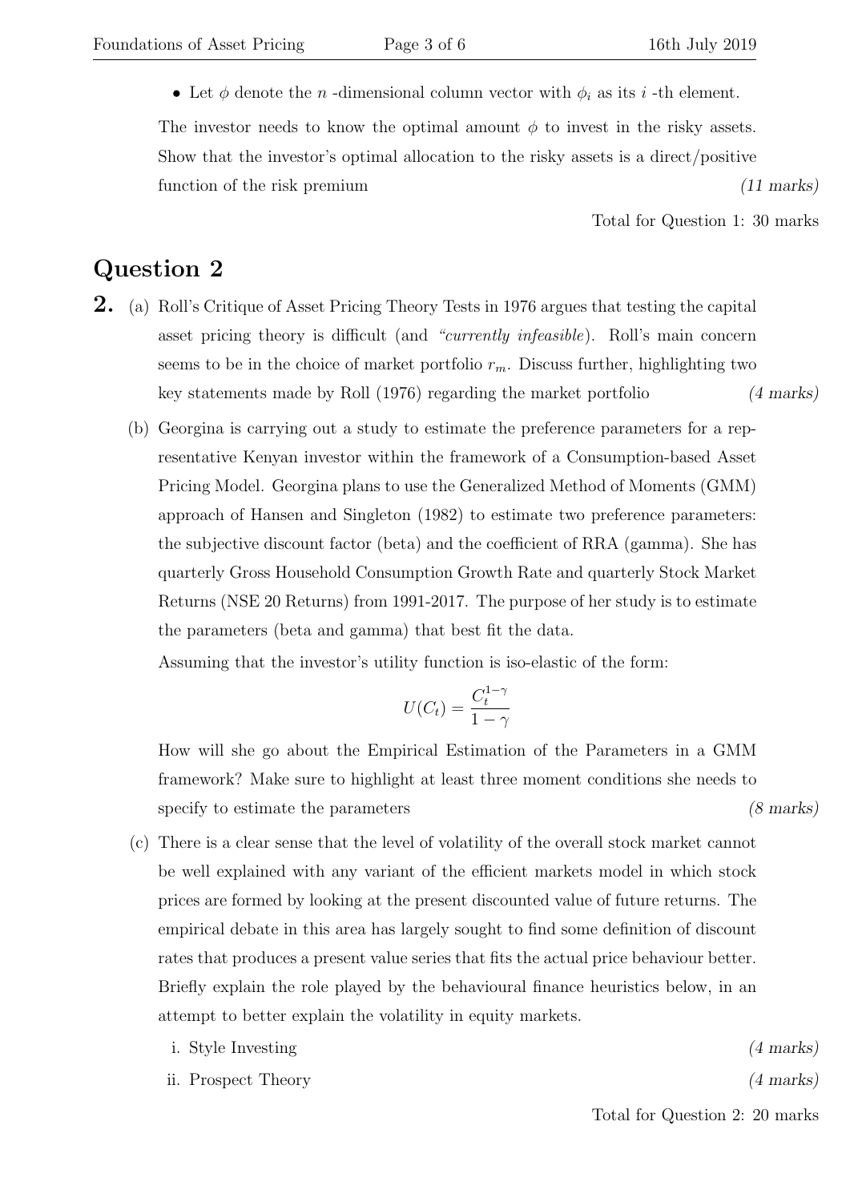- Let $\phi$ denote the $n$ -dimensional column vector with $\phi_i$ as its $i$ -th element.

The investor needs to know the optimal amount $\phi$ to invest in the risky assets. Show that the investor's optimal allocation to the risky assets is a direct/positive function of the risk premium *(11 marks)*

Total for Question 1: 30 marks

## Question 2

**2.** (a) Roll's Critique of Asset Pricing Theory Tests in 1976 argues that testing the capital asset pricing theory is difficult (and *"currently infeasible"*). Roll's main concern seems to be in the choice of market portfolio $r_m$. Discuss further, highlighting two key statements made by Roll (1976) regarding the market portfolio *(4 marks)*

(b) Georgina is carrying out a study to estimate the preference parameters for a representative Kenyan investor within the framework of a Consumption-based Asset Pricing Model. Georgina plans to use the Generalized Method of Moments (GMM) approach of Hansen and Singleton (1982) to estimate two preference parameters: the subjective discount factor (beta) and the coefficient of RRA (gamma). She has quarterly Gross Household Consumption Growth Rate and quarterly Stock Market Returns (NSE 20 Returns) from 1991-2017. The purpose of her study is to estimate the parameters (beta and gamma) that best fit the data.

Assuming that the investor's utility function is iso-elastic of the form:

$$U(C_t) = \frac{C_t^{1-\gamma}}{1-\gamma}$$

How will she go about the Empirical Estimation of the Parameters in a GMM framework? Make sure to highlight at least three moment conditions she needs to specify to estimate the parameters *(8 marks)*

(c) There is a clear sense that the level of volatility of the overall stock market cannot be well explained with any variant of the efficient markets model in which stock prices are formed by looking at the present discounted value of future returns. The empirical debate in this area has largely sought to find some definition of discount rates that produces a present value series that fits the actual price behaviour better. Briefly explain the role played by the behavioural finance heuristics below, in an attempt to better explain the volatility in equity markets.

i. Style Investing *(4 marks)*

ii. Prospect Theory *(4 marks)*

Total for Question 2: 20 marks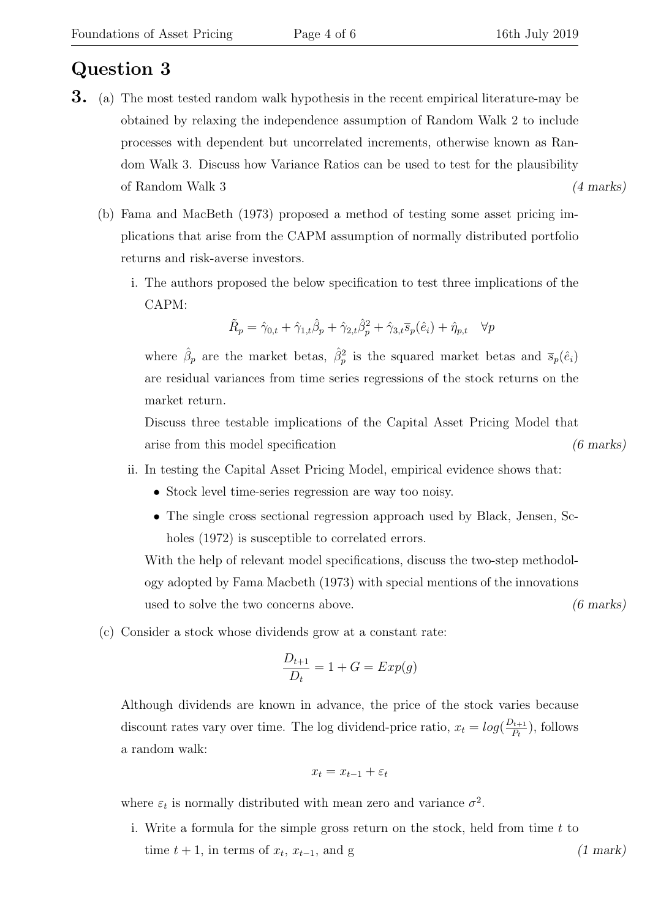# Question 3

**3.** (a) The most tested random walk hypothesis in the recent empirical literature-may be obtained by relaxing the independence assumption of Random Walk 2 to include processes with dependent but uncorrelated increments, otherwise known as Random Walk 3. Discuss how Variance Ratios can be used to test for the plausibility of Random Walk 3 *(4 marks)*

(b) Fama and MacBeth (1973) proposed a method of testing some asset pricing implications that arise from the CAPM assumption of normally distributed portfolio returns and risk-averse investors.

i. The authors proposed the below specification to test three implications of the CAPM:

$$\tilde{R}_p = \hat{\gamma}_{0,t} + \hat{\gamma}_{1,t}\hat{\beta}_p + \hat{\gamma}_{2,t}\hat{\beta}_p^2 + \hat{\gamma}_{3,t}\overline{s}_p(\hat{e}_i) + \hat{\eta}_{p,t} \quad \forall p$$

where $\hat{\beta}_p$ are the market betas, $\hat{\beta}_p^2$ is the squared market betas and $\overline{s}_p(\hat{e}_i)$ are residual variances from time series regressions of the stock returns on the market return.

Discuss three testable implications of the Capital Asset Pricing Model that arise from this model specification *(6 marks)*

ii. In testing the Capital Asset Pricing Model, empirical evidence shows that:

- Stock level time-series regression are way too noisy.
- The single cross sectional regression approach used by Black, Jensen, Scholes (1972) is susceptible to correlated errors.

With the help of relevant model specifications, discuss the two-step methodology adopted by Fama Macbeth (1973) with special mentions of the innovations used to solve the two concerns above. *(6 marks)*

(c) Consider a stock whose dividends grow at a constant rate:

$$\frac{D_{t+1}}{D_t} = 1 + G = Exp(g)$$

Although dividends are known in advance, the price of the stock varies because discount rates vary over time. The log dividend-price ratio, $x_t = log(\frac{D_{t+1}}{P_t})$, follows a random walk:

$$x_t = x_{t-1} + \varepsilon_t$$

where $\varepsilon_t$ is normally distributed with mean zero and variance $\sigma^2$.

i. Write a formula for the simple gross return on the stock, held from time $t$ to time $t+1$, in terms of $x_t$, $x_{t-1}$, and g *(1 mark)*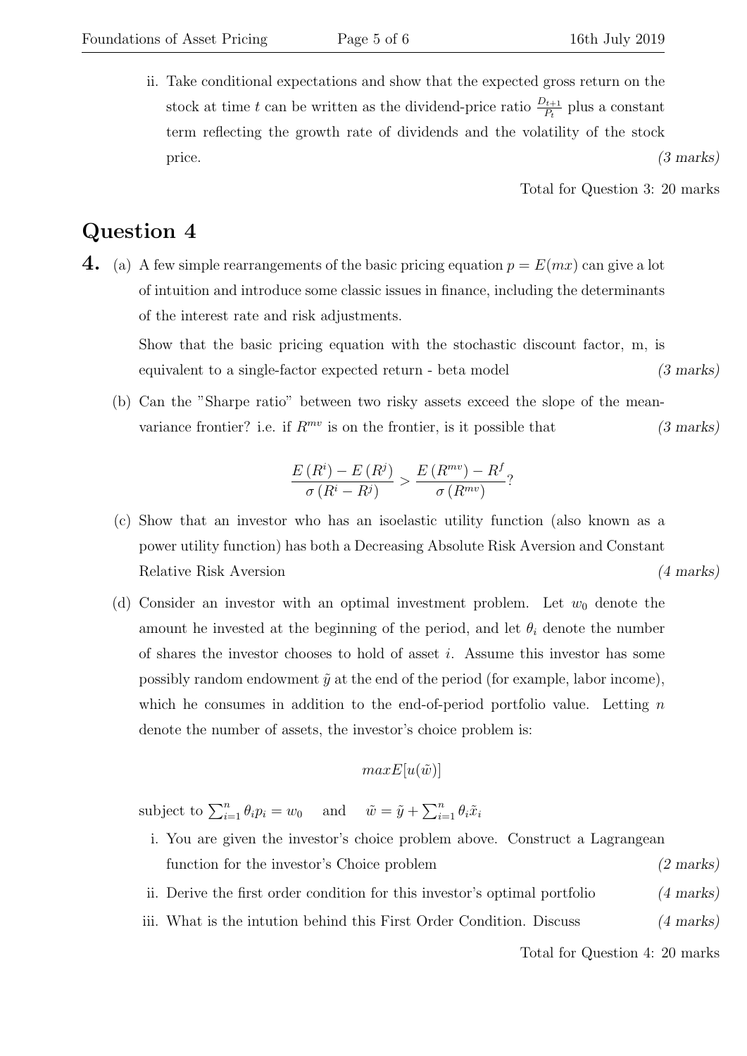ii. Take conditional expectations and show that the expected gross return on the stock at time $t$ can be written as the dividend-price ratio $\frac{D_{t+1}}{P_t}$ plus a constant term reflecting the growth rate of dividends and the volatility of the stock price. *(3 marks)*

Total for Question 3: 20 marks

## Question 4

**4.** (a) A few simple rearrangements of the basic pricing equation $p = E(mx)$ can give a lot of intuition and introduce some classic issues in finance, including the determinants of the interest rate and risk adjustments.

Show that the basic pricing equation with the stochastic discount factor, m, is equivalent to a single-factor expected return - beta model *(3 marks)*

(b) Can the "Sharpe ratio" between two risky assets exceed the slope of the mean-variance frontier? i.e. if $R^{mv}$ is on the frontier, is it possible that *(3 marks)*

$$\frac{E\left(R^{i}\right)-E\left(R^{j}\right)}{\sigma\left(R^{i}-R^{j}\right)}>\frac{E\left(R^{mv}\right)-R^{f}}{\sigma\left(R^{mv}\right)}?$$

(c) Show that an investor who has an isoelastic utility function (also known as a power utility function) has both a Decreasing Absolute Risk Aversion and Constant Relative Risk Aversion *(4 marks)*

(d) Consider an investor with an optimal investment problem. Let $w_0$ denote the amount he invested at the beginning of the period, and let $\theta_i$ denote the number of shares the investor chooses to hold of asset $i$. Assume this investor has some possibly random endowment $\tilde{y}$ at the end of the period (for example, labor income), which he consumes in addition to the end-of-period portfolio value. Letting $n$ denote the number of assets, the investor's choice problem is:

$$max E[u(\tilde{w})]$$

subject to $\sum_{i=1}^{n}\theta_i p_i = w_0$ and $\tilde{w} = \tilde{y} + \sum_{i=1}^{n}\theta_i \tilde{x}_i$

i. You are given the investor's choice problem above. Construct a Lagrangean function for the investor's Choice problem *(2 marks)*

ii. Derive the first order condition for this investor's optimal portfolio *(4 marks)*

iii. What is the intution behind this First Order Condition. Discuss *(4 marks)*

Total for Question 4: 20 marks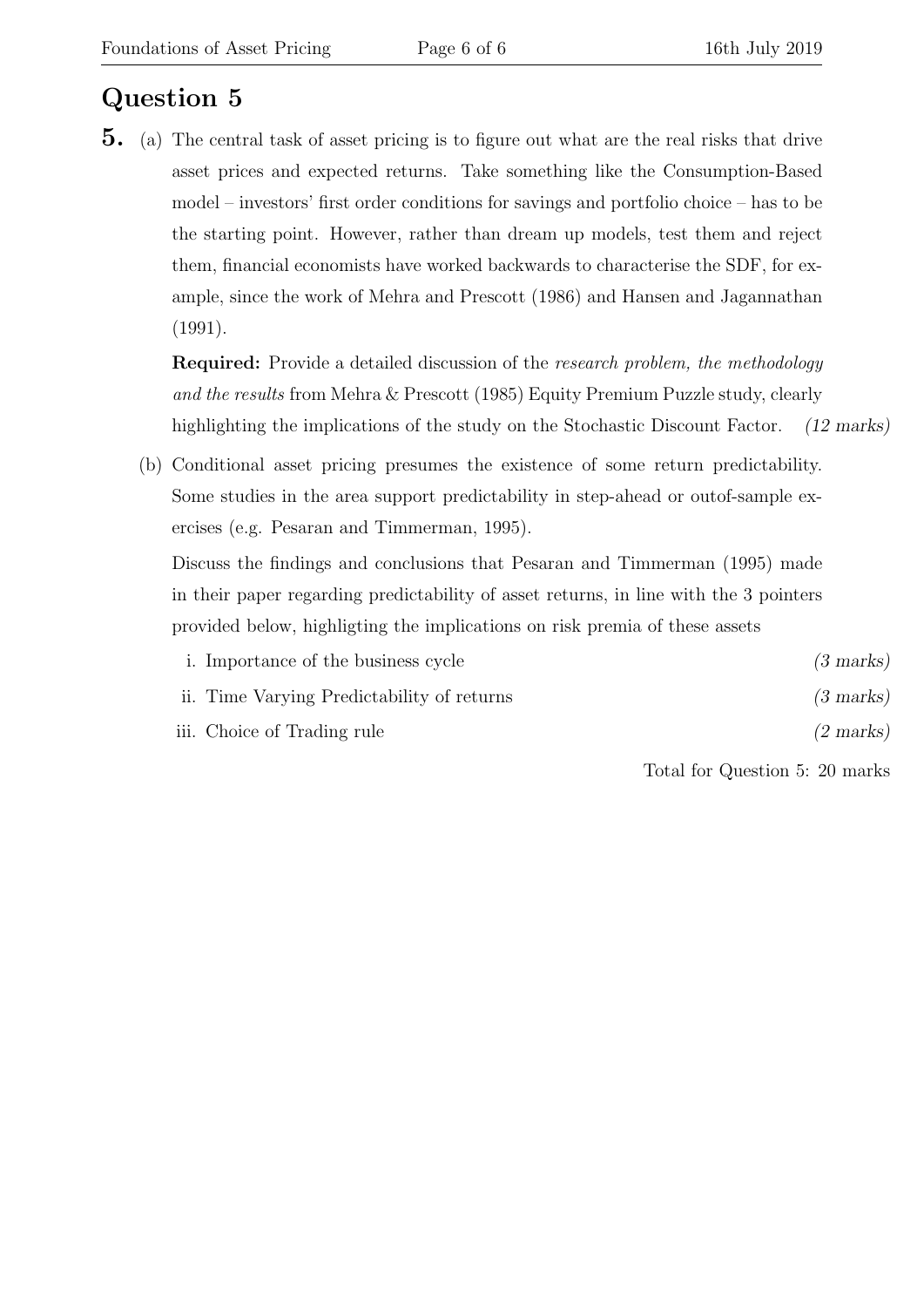## Question 5

**5.** (a) The central task of asset pricing is to figure out what are the real risks that drive asset prices and expected returns. Take something like the Consumption-Based model – investors' first order conditions for savings and portfolio choice – has to be the starting point. However, rather than dream up models, test them and reject them, financial economists have worked backwards to characterise the SDF, for example, since the work of Mehra and Prescott (1986) and Hansen and Jagannathan (1991).

**Required:** Provide a detailed discussion of the *research problem, the methodology and the results* from Mehra & Prescott (1985) Equity Premium Puzzle study, clearly highlighting the implications of the study on the Stochastic Discount Factor. *(12 marks)*

(b) Conditional asset pricing presumes the existence of some return predictability. Some studies in the area support predictability in step-ahead or outof-sample exercises (e.g. Pesaran and Timmerman, 1995).

Discuss the findings and conclusions that Pesaran and Timmerman (1995) made in their paper regarding predictability of asset returns, in line with the 3 pointers provided below, highligting the implications on risk premia of these assets

i. Importance of the business cycle *(3 marks)*

ii. Time Varying Predictability of returns *(3 marks)*

iii. Choice of Trading rule *(2 marks)*

Total for Question 5: 20 marks